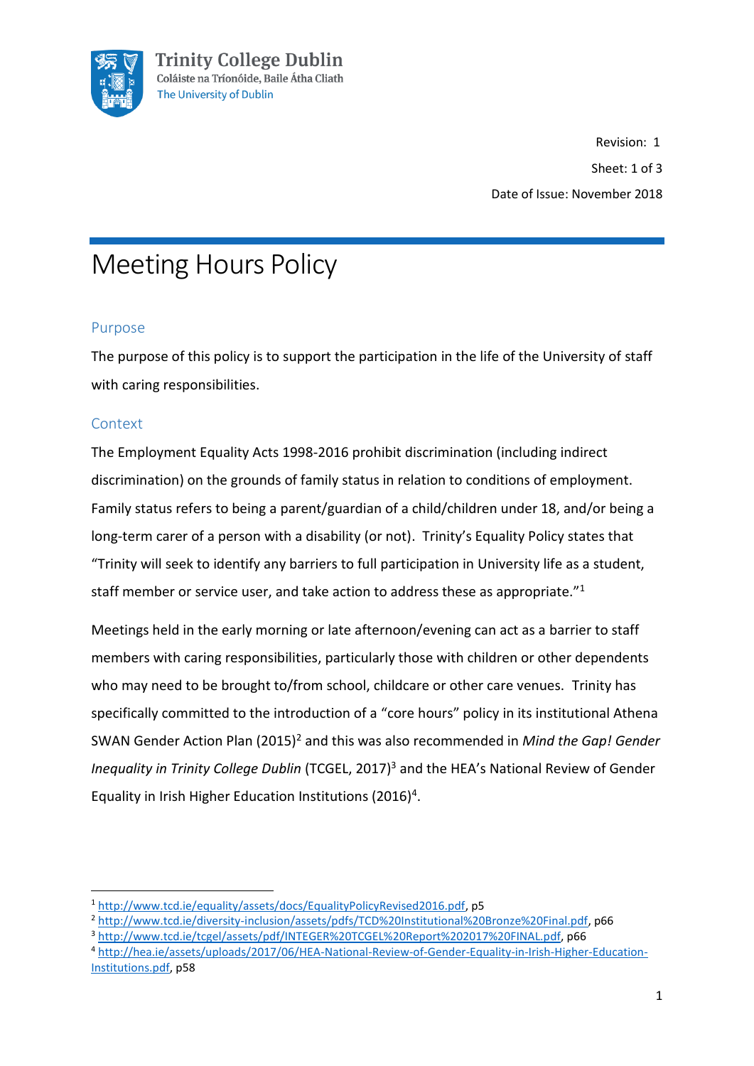Trinity College Dublin
Coláiste na Tríonóide, Baile Átha Cliath
The University of Dublin

Revision: 1

Sheet: 1 of 3

Date of Issue: November 2018

# Meeting Hours Policy

## Purpose

The purpose of this policy is to support the participation in the life of the University of staff with caring responsibilities.

## Context

The Employment Equality Acts 1998-2016 prohibit discrimination (including indirect discrimination) on the grounds of family status in relation to conditions of employment. Family status refers to being a parent/guardian of a child/children under 18, and/or being a long-term carer of a person with a disability (or not). Trinity's Equality Policy states that "Trinity will seek to identify any barriers to full participation in University life as a student, staff member or service user, and take action to address these as appropriate."[1]

Meetings held in the early morning or late afternoon/evening can act as a barrier to staff members with caring responsibilities, particularly those with children or other dependents who may need to be brought to/from school, childcare or other care venues. Trinity has specifically committed to the introduction of a "core hours" policy in its institutional Athena SWAN Gender Action Plan (2015)[2] and this was also recommended in *Mind the Gap! Gender Inequality in Trinity College Dublin* (TCGEL, 2017)[3] and the HEA's National Review of Gender Equality in Irish Higher Education Institutions (2016)[4].

---

[1] http://www.tcd.ie/equality/assets/docs/EqualityPolicyRevised2016.pdf, p5

[2] http://www.tcd.ie/diversity-inclusion/assets/pdfs/TCD%20Institutional%20Bronze%20Final.pdf, p66

[3] http://www.tcd.ie/tcgel/assets/pdf/INTEGER%20TCGEL%20Report%202017%20FINAL.pdf, p66

[4] http://hea.ie/assets/uploads/2017/06/HEA-National-Review-of-Gender-Equality-in-Irish-Higher-Education-Institutions.pdf, p58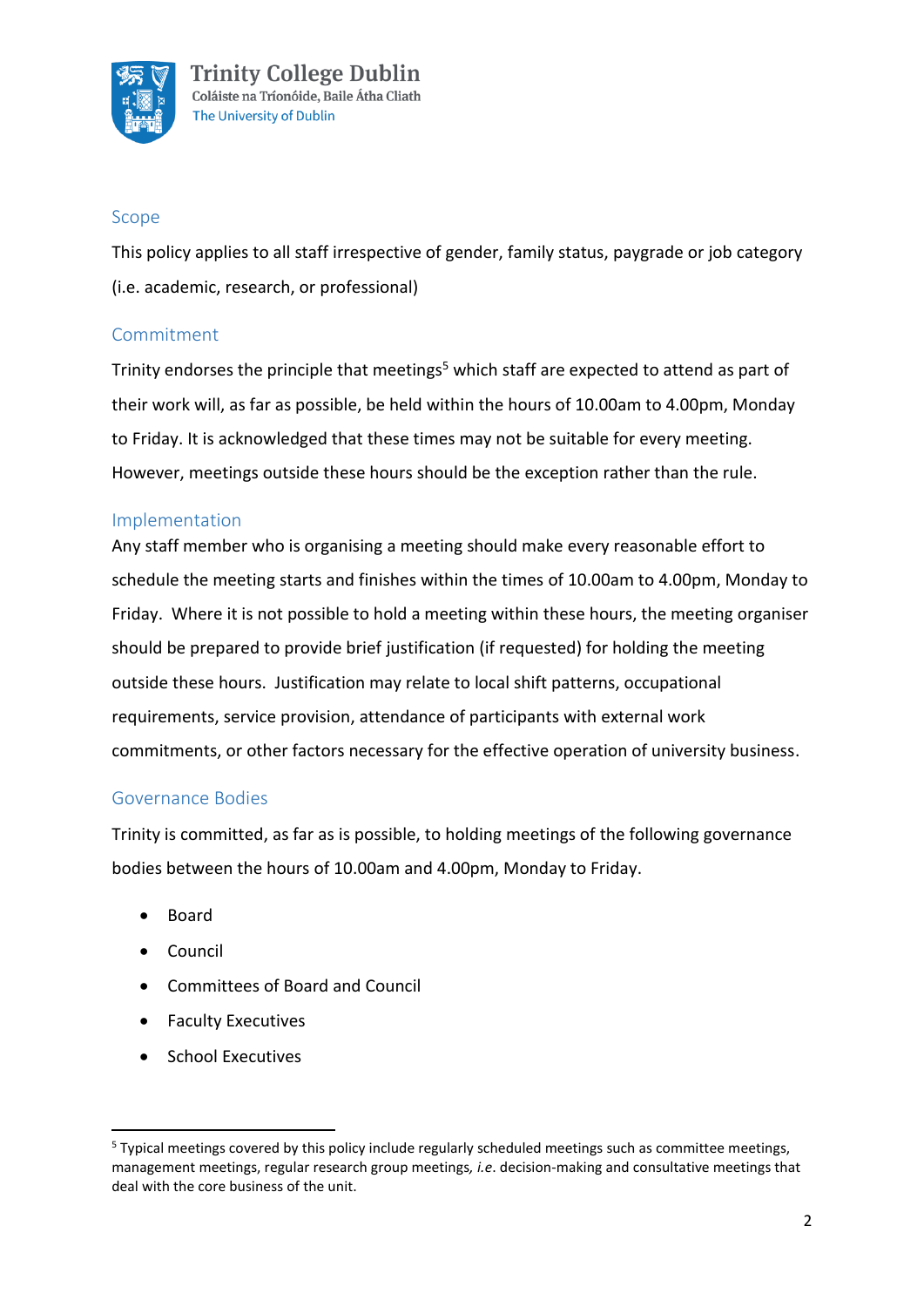## Scope

This policy applies to all staff irrespective of gender, family status, paygrade or job category (i.e. academic, research, or professional)

## Commitment

Trinity endorses the principle that meetings[5] which staff are expected to attend as part of their work will, as far as possible, be held within the hours of 10.00am to 4.00pm, Monday to Friday. It is acknowledged that these times may not be suitable for every meeting. However, meetings outside these hours should be the exception rather than the rule.

## Implementation

Any staff member who is organising a meeting should make every reasonable effort to schedule the meeting starts and finishes within the times of 10.00am to 4.00pm, Monday to Friday. Where it is not possible to hold a meeting within these hours, the meeting organiser should be prepared to provide brief justification (if requested) for holding the meeting outside these hours. Justification may relate to local shift patterns, occupational requirements, service provision, attendance of participants with external work commitments, or other factors necessary for the effective operation of university business.

## Governance Bodies

Trinity is committed, as far as is possible, to holding meetings of the following governance bodies between the hours of 10.00am and 4.00pm, Monday to Friday.

- Board
- Council
- Committees of Board and Council
- Faculty Executives
- School Executives

---

[5] Typical meetings covered by this policy include regularly scheduled meetings such as committee meetings, management meetings, regular research group meetings, *i.e*. decision-making and consultative meetings that deal with the core business of the unit.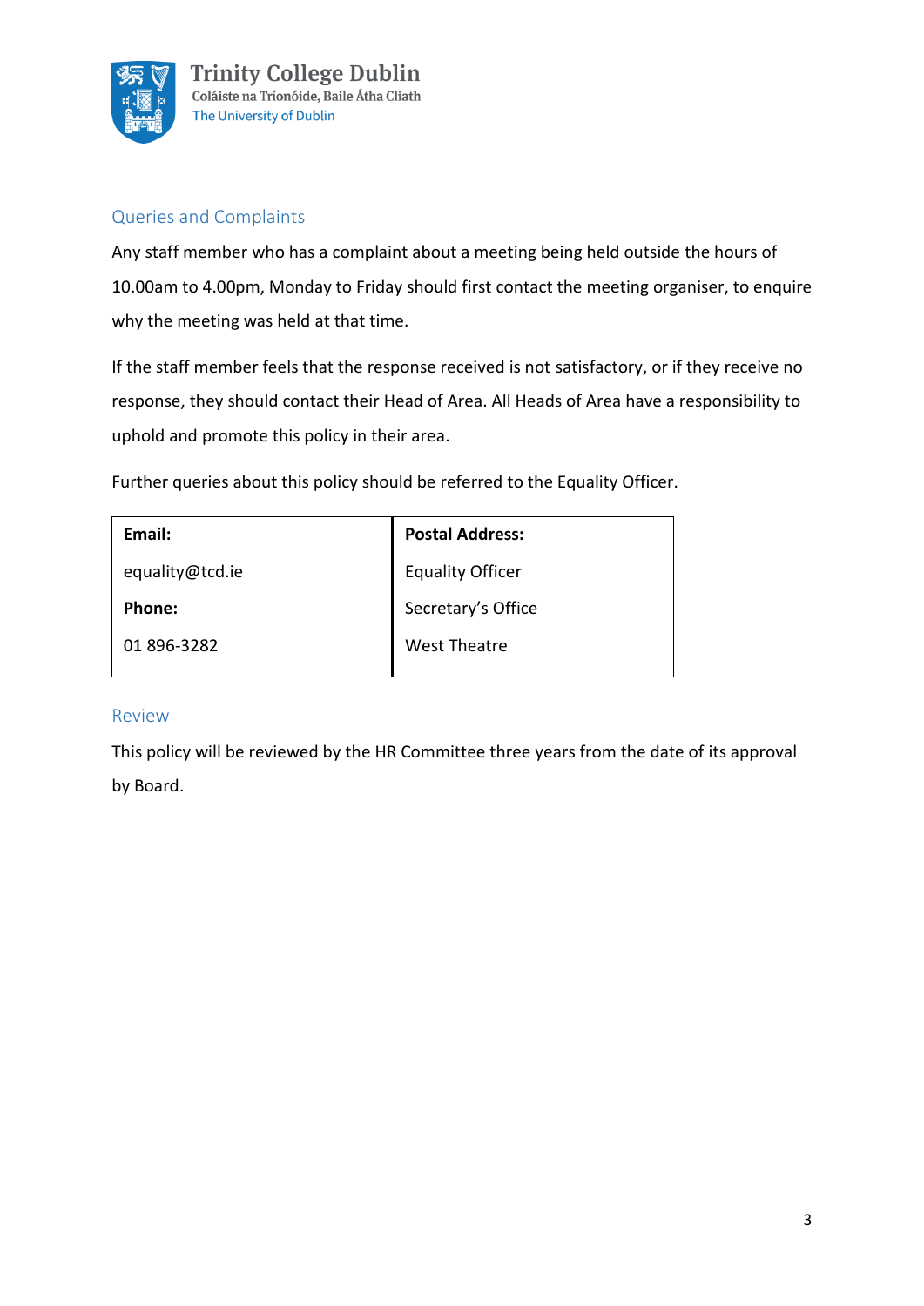## Queries and Complaints

Any staff member who has a complaint about a meeting being held outside the hours of 10.00am to 4.00pm, Monday to Friday should first contact the meeting organiser, to enquire why the meeting was held at that time.

If the staff member feels that the response received is not satisfactory, or if they receive no response, they should contact their Head of Area. All Heads of Area have a responsibility to uphold and promote this policy in their area.

Further queries about this policy should be referred to the Equality Officer.

| | |
|---|---|
| **Email:** | **Postal Address:** |
| equality@tcd.ie | Equality Officer |
| **Phone:** | Secretary's Office |
| 01 896-3282 | West Theatre |

## Review

This policy will be reviewed by the HR Committee three years from the date of its approval by Board.